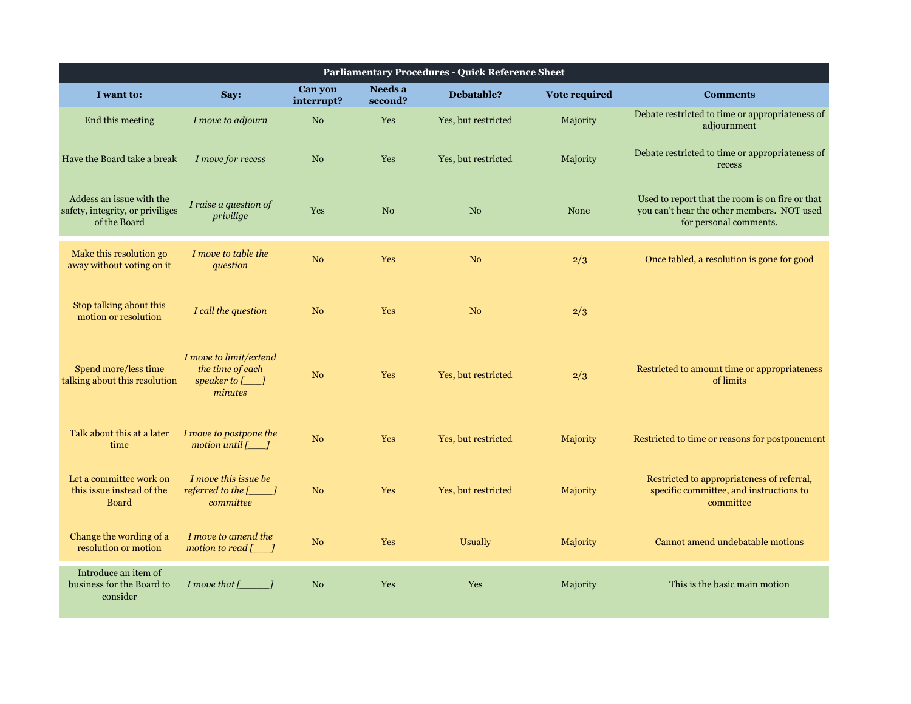| Parliamentary Procedures - Quick Reference Sheet | | | | | | |
|---|---|---|---|---|---|---|
| **I want to:** | **Say:** | **Can you interrupt?** | **Needs a second?** | **Debatable?** | **Vote required** | **Comments** |
| End this meeting | *I move to adjourn* | No | Yes | Yes, but restricted | Majority | Debate restricted to time or appropriateness of adjournment |
| Have the Board take a break | *I move for recess* | No | Yes | Yes, but restricted | Majority | Debate restricted to time or appropriateness of recess |
| Addess an issue with the safety, integrity, or priviliges of the Board | *I raise a question of privilige* | Yes | No | No | None | Used to report that the room is on fire or that you can't hear the other members. NOT used for personal comments. |
| Make this resolution go away without voting on it | *I move to table the question* | No | Yes | No | 2/3 | Once tabled, a resolution is gone for good |
| Stop talking about this motion or resolution | *I call the question* | No | Yes | No | 2/3 | |
| Spend more/less time talking about this resolution | *I move to limit/extend the time of each speaker to [___] minutes* | No | Yes | Yes, but restricted | 2/3 | Restricted to amount time or appropriateness of limits |
| Talk about this at a later time | *I move to postpone the motion until [___]* | No | Yes | Yes, but restricted | Majority | Restricted to time or reasons for postponement |
| Let a committee work on this issue instead of the Board | *I move this issue be referred to the [_____] committee* | No | Yes | Yes, but restricted | Majority | Restricted to appropriateness of referral, specific committee, and instructions to committee |
| Change the wording of a resolution or motion | *I move to amend the motion to read [___]* | No | Yes | Usually | Majority | Cannot amend undebatable motions |
| Introduce an item of business for the Board to consider | *I move that [_____]* | No | Yes | Yes | Majority | This is the basic main motion |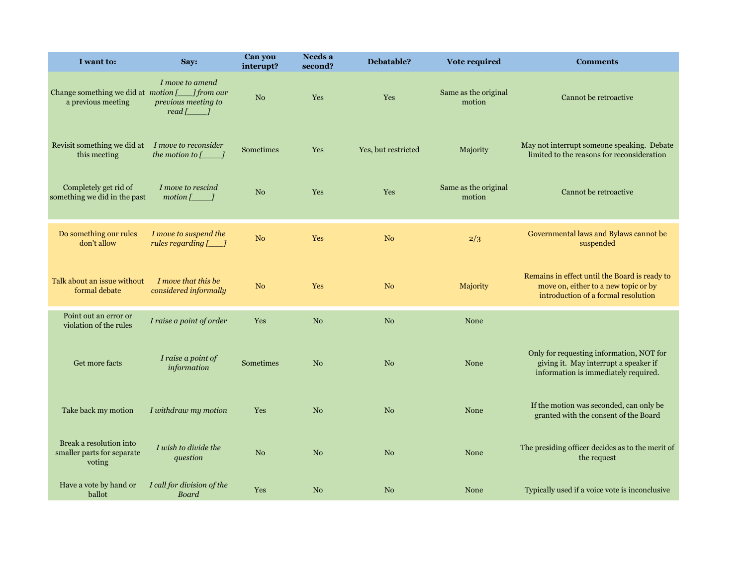| I want to: | Say: | Can you interupt? | Needs a second? | Debatable? | Vote required | Comments |
|---|---|---|---|---|---|---|
| Change something we did at a previous meeting | *I move to amend motion [____] from our previous meeting to read [_____]* | No | Yes | Yes | Same as the original motion | Cannot be retroactive |
| Revisit something we did at this meeting | *I move to reconsider the motion to [_____]* | Sometimes | Yes | Yes, but restricted | Majority | May not interrupt someone speaking. Debate limited to the reasons for reconsideration |
| Completely get rid of something we did in the past | *I move to rescind motion [_____]* | No | Yes | Yes | Same as the original motion | Cannot be retroactive |
| Do something our rules don't allow | *I move to suspend the rules regarding [____]* | No | Yes | No | 2/3 | Governmental laws and Bylaws cannot be suspended |
| Talk about an issue without formal debate | *I move that this be considered informally* | No | Yes | No | Majority | Remains in effect until the Board is ready to move on, either to a new topic or by introduction of a formal resolution |
| Point out an error or violation of the rules | *I raise a point of order* | Yes | No | No | None | |
| Get more facts | *I raise a point of information* | Sometimes | No | No | None | Only for requesting information, NOT for giving it. May interrupt a speaker if information is immediately required. |
| Take back my motion | *I withdraw my motion* | Yes | No | No | None | If the motion was seconded, can only be granted with the consent of the Board |
| Break a resolution into smaller parts for separate voting | *I wish to divide the question* | No | No | No | None | The presiding officer decides as to the merit of the request |
| Have a vote by hand or ballot | *I call for division of the Board* | Yes | No | No | None | Typically used if a voice vote is inconclusive |